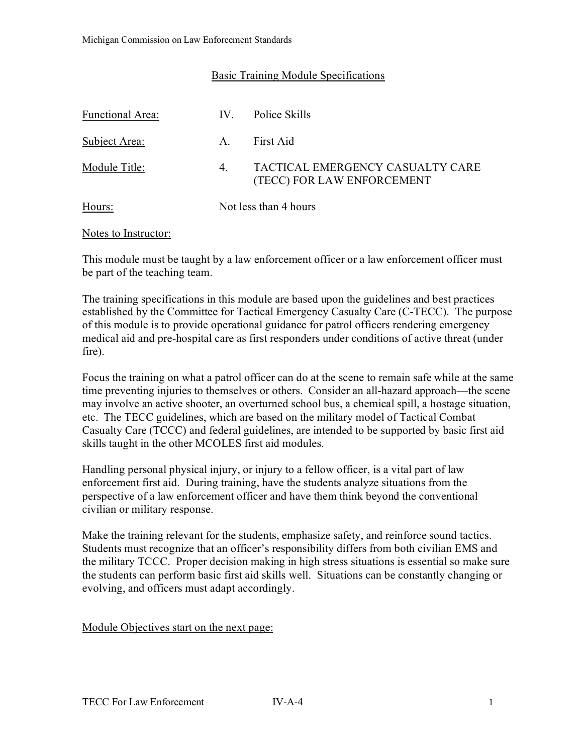## Basic Training Module Specifications

Functional Area: IV. Police Skills

Subject Area: A. First Aid

Module Title: 4. TACTICAL EMERGENCY CASUALTY CARE (TECC) FOR LAW ENFORCEMENT

Hours: Not less than 4 hours

Notes to Instructor:

This module must be taught by a law enforcement officer or a law enforcement officer must be part of the teaching team.

The training specifications in this module are based upon the guidelines and best practices established by the Committee for Tactical Emergency Casualty Care (C-TECC). The purpose of this module is to provide operational guidance for patrol officers rendering emergency medical aid and pre-hospital care as first responders under conditions of active threat (under fire).

Focus the training on what a patrol officer can do at the scene to remain safe while at the same time preventing injuries to themselves or others. Consider an all-hazard approach—the scene may involve an active shooter, an overturned school bus, a chemical spill, a hostage situation, etc. The TECC guidelines, which are based on the military model of Tactical Combat Casualty Care (TCCC) and federal guidelines, are intended to be supported by basic first aid skills taught in the other MCOLES first aid modules.

Handling personal physical injury, or injury to a fellow officer, is a vital part of law enforcement first aid. During training, have the students analyze situations from the perspective of a law enforcement officer and have them think beyond the conventional civilian or military response.

Make the training relevant for the students, emphasize safety, and reinforce sound tactics. Students must recognize that an officer's responsibility differs from both civilian EMS and the military TCCC. Proper decision making in high stress situations is essential so make sure the students can perform basic first aid skills well. Situations can be constantly changing or evolving, and officers must adapt accordingly.

Module Objectives start on the next page: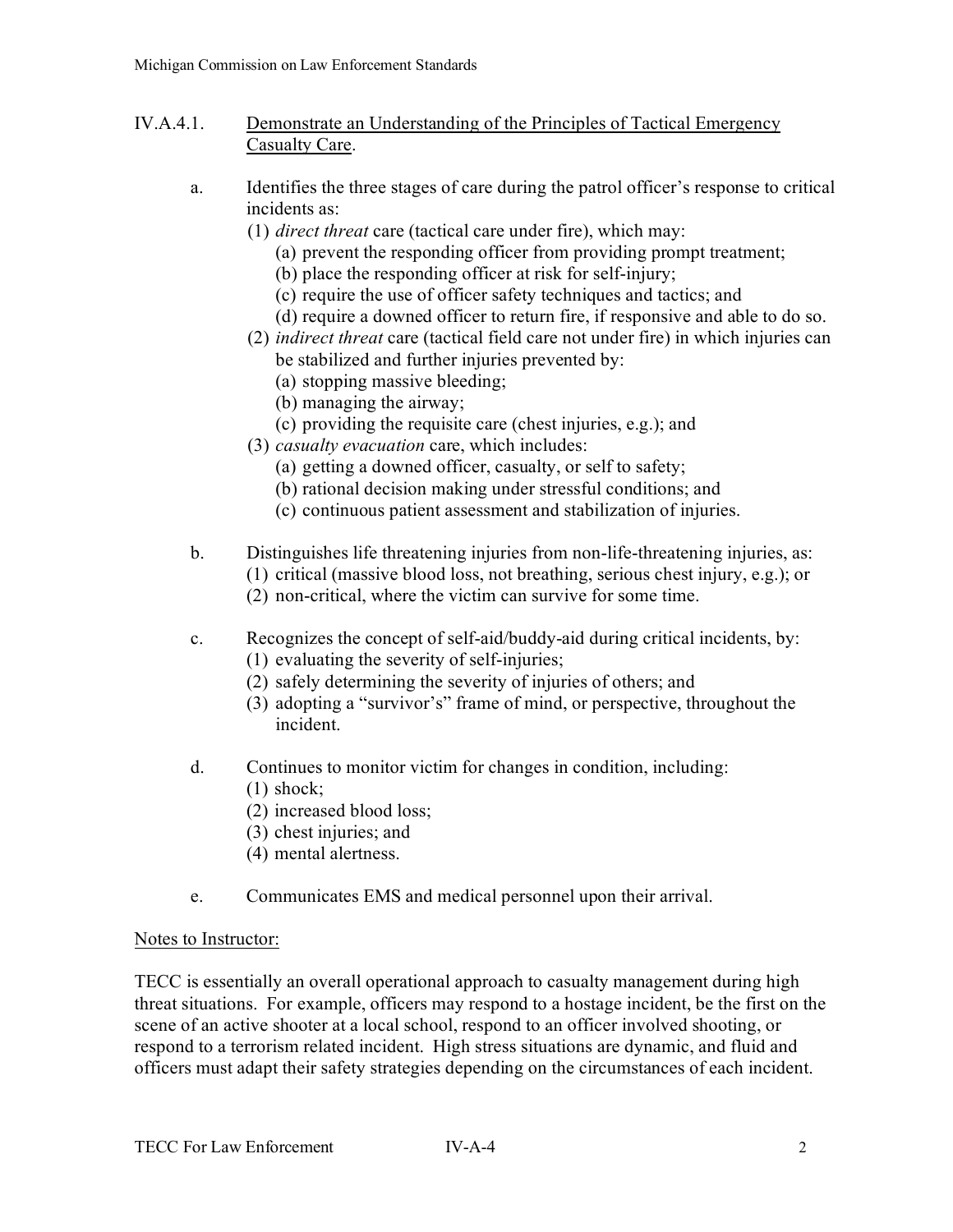IV.A.4.1. <u>Demonstrate an Understanding of the Principles of Tactical Emergency Casualty Care</u>.

a. Identifies the three stages of care during the patrol officer's response to critical incidents as:
   (1) *direct threat* care (tactical care under fire), which may:
      (a) prevent the responding officer from providing prompt treatment;
      (b) place the responding officer at risk for self-injury;
      (c) require the use of officer safety techniques and tactics; and
      (d) require a downed officer to return fire, if responsive and able to do so.
   (2) *indirect threat* care (tactical field care not under fire) in which injuries can be stabilized and further injuries prevented by:
      (a) stopping massive bleeding;
      (b) managing the airway;
      (c) providing the requisite care (chest injuries, e.g.); and
   (3) *casualty evacuation* care, which includes:
      (a) getting a downed officer, casualty, or self to safety;
      (b) rational decision making under stressful conditions; and
      (c) continuous patient assessment and stabilization of injuries.

b. Distinguishes life threatening injuries from non-life-threatening injuries, as:
   (1) critical (massive blood loss, not breathing, serious chest injury, e.g.); or
   (2) non-critical, where the victim can survive for some time.

c. Recognizes the concept of self-aid/buddy-aid during critical incidents, by:
   (1) evaluating the severity of self-injuries;
   (2) safely determining the severity of injuries of others; and
   (3) adopting a "survivor's" frame of mind, or perspective, throughout the incident.

d. Continues to monitor victim for changes in condition, including:
   (1) shock;
   (2) increased blood loss;
   (3) chest injuries; and
   (4) mental alertness.

e. Communicates EMS and medical personnel upon their arrival.

<u>Notes to Instructor:</u>

TECC is essentially an overall operational approach to casualty management during high threat situations. For example, officers may respond to a hostage incident, be the first on the scene of an active shooter at a local school, respond to an officer involved shooting, or respond to a terrorism related incident. High stress situations are dynamic, and fluid and officers must adapt their safety strategies depending on the circumstances of each incident.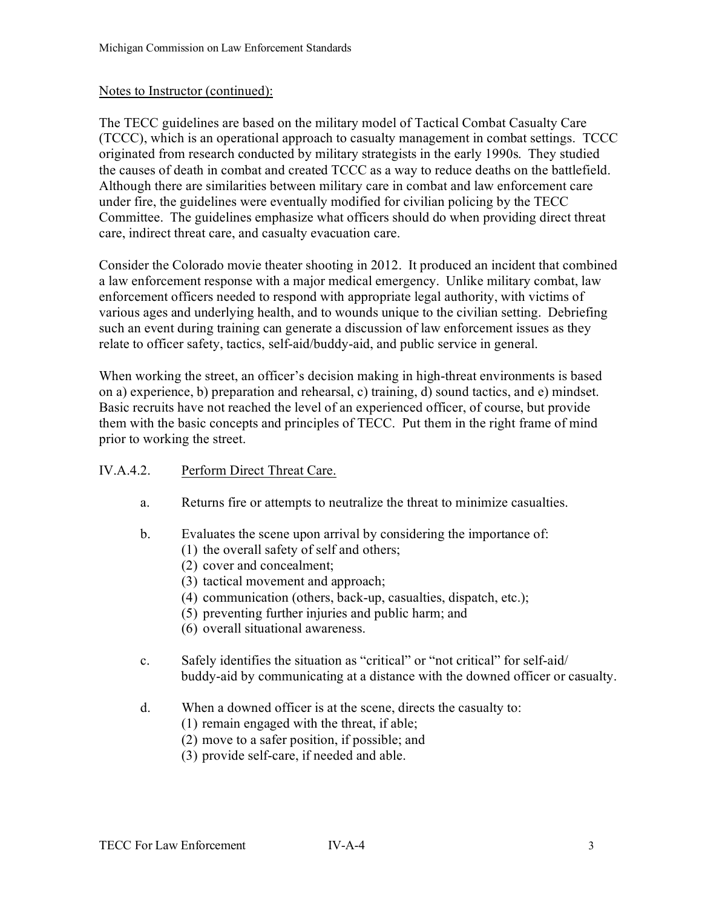Notes to Instructor (continued):

The TECC guidelines are based on the military model of Tactical Combat Casualty Care (TCCC), which is an operational approach to casualty management in combat settings. TCCC originated from research conducted by military strategists in the early 1990s. They studied the causes of death in combat and created TCCC as a way to reduce deaths on the battlefield. Although there are similarities between military care in combat and law enforcement care under fire, the guidelines were eventually modified for civilian policing by the TECC Committee. The guidelines emphasize what officers should do when providing direct threat care, indirect threat care, and casualty evacuation care.

Consider the Colorado movie theater shooting in 2012. It produced an incident that combined a law enforcement response with a major medical emergency. Unlike military combat, law enforcement officers needed to respond with appropriate legal authority, with victims of various ages and underlying health, and to wounds unique to the civilian setting. Debriefing such an event during training can generate a discussion of law enforcement issues as they relate to officer safety, tactics, self-aid/buddy-aid, and public service in general.

When working the street, an officer's decision making in high-threat environments is based on a) experience, b) preparation and rehearsal, c) training, d) sound tactics, and e) mindset. Basic recruits have not reached the level of an experienced officer, of course, but provide them with the basic concepts and principles of TECC. Put them in the right frame of mind prior to working the street.

IV.A.4.2. Perform Direct Threat Care.

a. Returns fire or attempts to neutralize the threat to minimize casualties.

b. Evaluates the scene upon arrival by considering the importance of:
   (1) the overall safety of self and others;
   (2) cover and concealment;
   (3) tactical movement and approach;
   (4) communication (others, back-up, casualties, dispatch, etc.);
   (5) preventing further injuries and public harm; and
   (6) overall situational awareness.

c. Safely identifies the situation as "critical" or "not critical" for self-aid/buddy-aid by communicating at a distance with the downed officer or casualty.

d. When a downed officer is at the scene, directs the casualty to:
   (1) remain engaged with the threat, if able;
   (2) move to a safer position, if possible; and
   (3) provide self-care, if needed and able.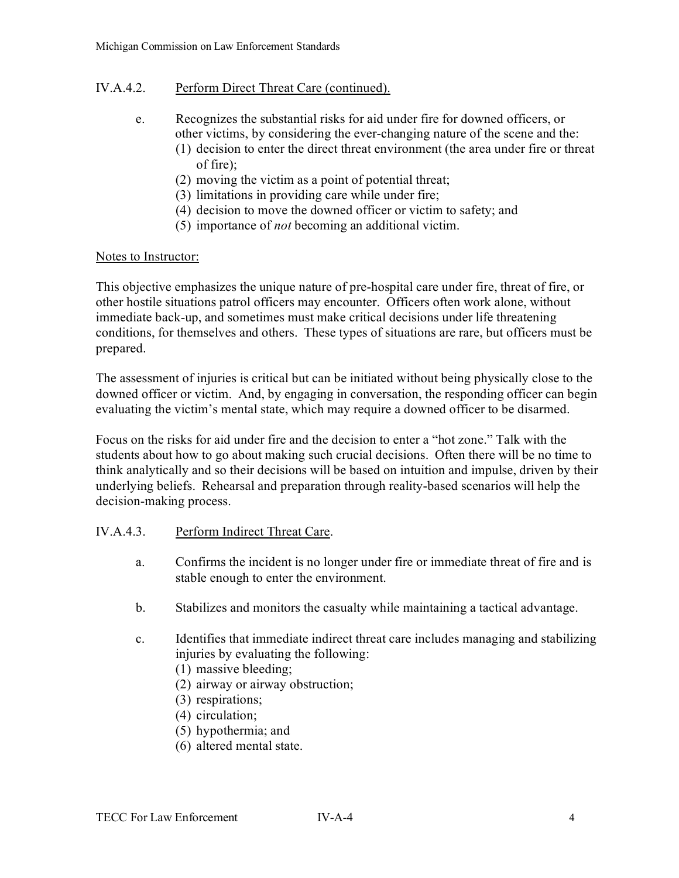## IV.A.4.2. Perform Direct Threat Care (continued).

e. Recognizes the substantial risks for aid under fire for downed officers, or other victims, by considering the ever-changing nature of the scene and the:
   (1) decision to enter the direct threat environment (the area under fire or threat of fire);
   (2) moving the victim as a point of potential threat;
   (3) limitations in providing care while under fire;
   (4) decision to move the downed officer or victim to safety; and
   (5) importance of *not* becoming an additional victim.

Notes to Instructor:

This objective emphasizes the unique nature of pre-hospital care under fire, threat of fire, or other hostile situations patrol officers may encounter. Officers often work alone, without immediate back-up, and sometimes must make critical decisions under life threatening conditions, for themselves and others. These types of situations are rare, but officers must be prepared.

The assessment of injuries is critical but can be initiated without being physically close to the downed officer or victim. And, by engaging in conversation, the responding officer can begin evaluating the victim's mental state, which may require a downed officer to be disarmed.

Focus on the risks for aid under fire and the decision to enter a "hot zone." Talk with the students about how to go about making such crucial decisions. Often there will be no time to think analytically and so their decisions will be based on intuition and impulse, driven by their underlying beliefs. Rehearsal and preparation through reality-based scenarios will help the decision-making process.

## IV.A.4.3. Perform Indirect Threat Care.

a. Confirms the incident is no longer under fire or immediate threat of fire and is stable enough to enter the environment.

b. Stabilizes and monitors the casualty while maintaining a tactical advantage.

c. Identifies that immediate indirect threat care includes managing and stabilizing injuries by evaluating the following:
   (1) massive bleeding;
   (2) airway or airway obstruction;
   (3) respirations;
   (4) circulation;
   (5) hypothermia; and
   (6) altered mental state.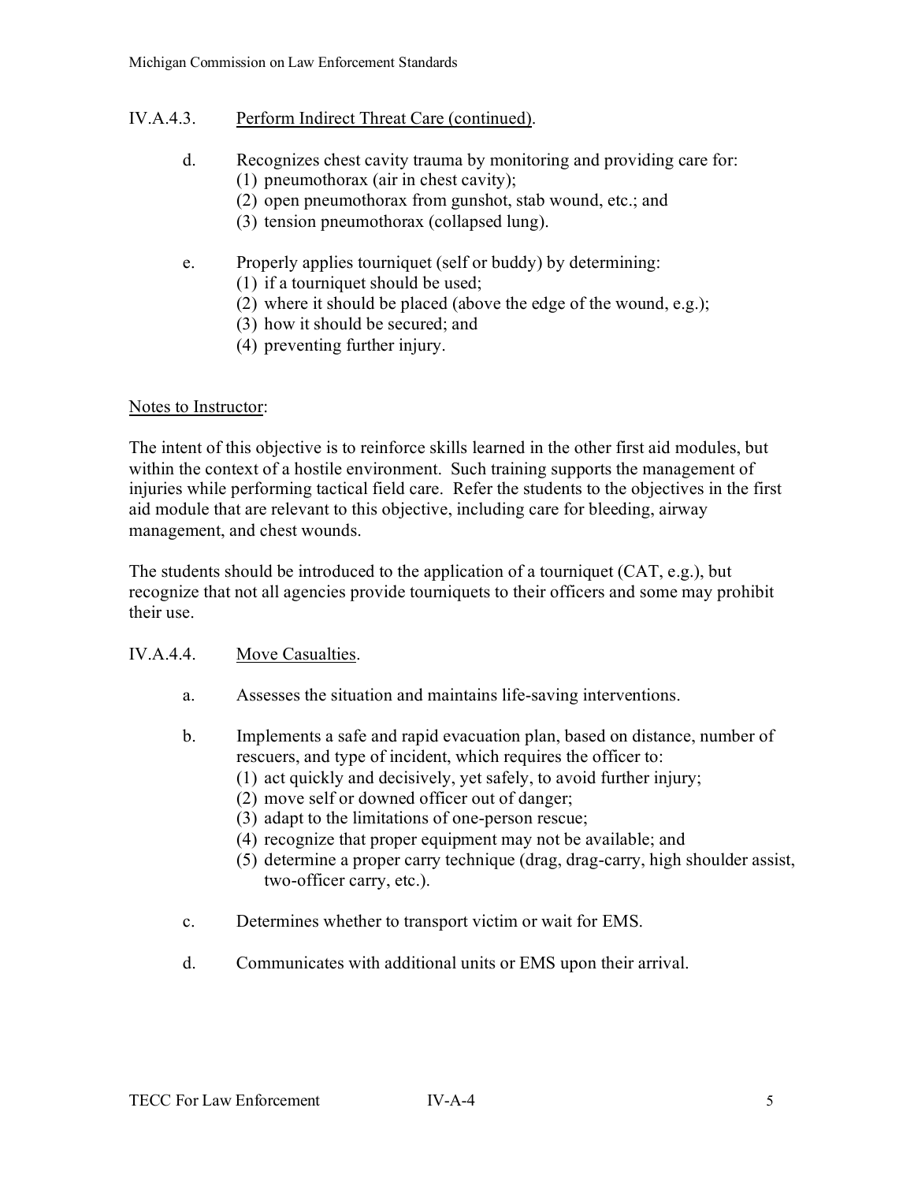IV.A.4.3. Perform Indirect Threat Care (continued).

d. Recognizes chest cavity trauma by monitoring and providing care for:
   (1) pneumothorax (air in chest cavity);
   (2) open pneumothorax from gunshot, stab wound, etc.; and
   (3) tension pneumothorax (collapsed lung).

e. Properly applies tourniquet (self or buddy) by determining:
   (1) if a tourniquet should be used;
   (2) where it should be placed (above the edge of the wound, e.g.);
   (3) how it should be secured; and
   (4) preventing further injury.

Notes to Instructor:

The intent of this objective is to reinforce skills learned in the other first aid modules, but within the context of a hostile environment. Such training supports the management of injuries while performing tactical field care. Refer the students to the objectives in the first aid module that are relevant to this objective, including care for bleeding, airway management, and chest wounds.

The students should be introduced to the application of a tourniquet (CAT, e.g.), but recognize that not all agencies provide tourniquets to their officers and some may prohibit their use.

IV.A.4.4. Move Casualties.

a. Assesses the situation and maintains life-saving interventions.

b. Implements a safe and rapid evacuation plan, based on distance, number of rescuers, and type of incident, which requires the officer to:
   (1) act quickly and decisively, yet safely, to avoid further injury;
   (2) move self or downed officer out of danger;
   (3) adapt to the limitations of one-person rescue;
   (4) recognize that proper equipment may not be available; and
   (5) determine a proper carry technique (drag, drag-carry, high shoulder assist, two-officer carry, etc.).

c. Determines whether to transport victim or wait for EMS.

d. Communicates with additional units or EMS upon their arrival.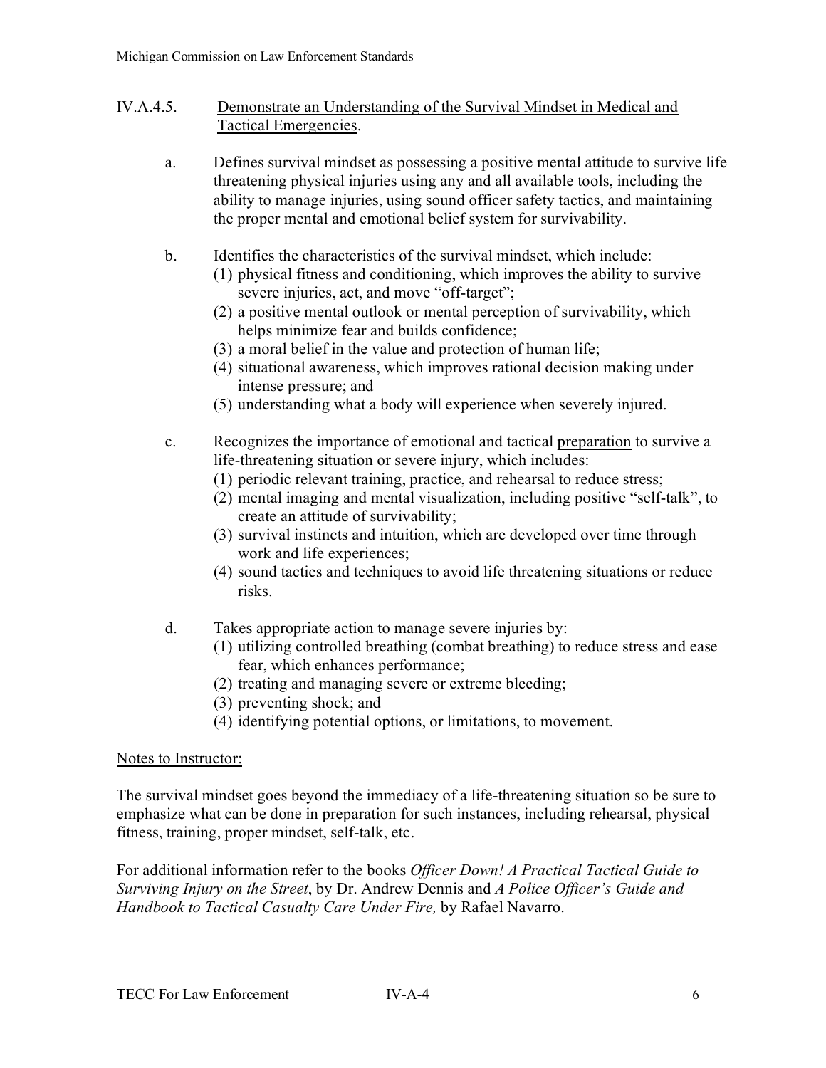## IV.A.4.5. Demonstrate an Understanding of the Survival Mindset in Medical and Tactical Emergencies.

a. Defines survival mindset as possessing a positive mental attitude to survive life threatening physical injuries using any and all available tools, including the ability to manage injuries, using sound officer safety tactics, and maintaining the proper mental and emotional belief system for survivability.

b. Identifies the characteristics of the survival mindset, which include:
   (1) physical fitness and conditioning, which improves the ability to survive severe injuries, act, and move "off-target";
   (2) a positive mental outlook or mental perception of survivability, which helps minimize fear and builds confidence;
   (3) a moral belief in the value and protection of human life;
   (4) situational awareness, which improves rational decision making under intense pressure; and
   (5) understanding what a body will experience when severely injured.

c. Recognizes the importance of emotional and tactical preparation to survive a life-threatening situation or severe injury, which includes:
   (1) periodic relevant training, practice, and rehearsal to reduce stress;
   (2) mental imaging and mental visualization, including positive "self-talk", to create an attitude of survivability;
   (3) survival instincts and intuition, which are developed over time through work and life experiences;
   (4) sound tactics and techniques to avoid life threatening situations or reduce risks.

d. Takes appropriate action to manage severe injuries by:
   (1) utilizing controlled breathing (combat breathing) to reduce stress and ease fear, which enhances performance;
   (2) treating and managing severe or extreme bleeding;
   (3) preventing shock; and
   (4) identifying potential options, or limitations, to movement.

Notes to Instructor:

The survival mindset goes beyond the immediacy of a life-threatening situation so be sure to emphasize what can be done in preparation for such instances, including rehearsal, physical fitness, training, proper mindset, self-talk, etc.

For additional information refer to the books *Officer Down! A Practical Tactical Guide to Surviving Injury on the Street*, by Dr. Andrew Dennis and *A Police Officer's Guide and Handbook to Tactical Casualty Care Under Fire,* by Rafael Navarro.